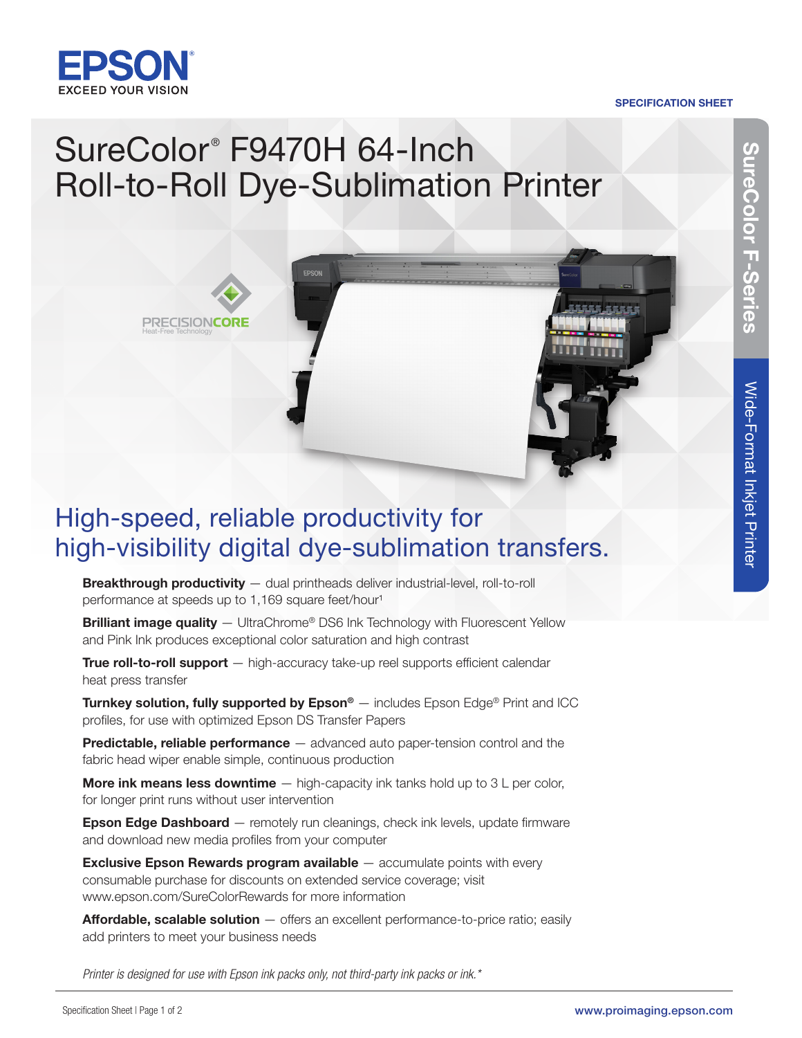EPSON
EXCEED YOUR VISION

SPECIFICATION SHEET

# SureColor® F9470H 64-Inch Roll-to-Roll Dye-Sublimation Printer

SureColor F-Series

Wide-Format Inkjet Printer

PRECISIONCORE
Heat-Free Technology

## High-speed, reliable productivity for high-visibility digital dye-sublimation transfers.

**Breakthrough productivity** — dual printheads deliver industrial-level, roll-to-roll performance at speeds up to 1,169 square feet/hour[1]

**Brilliant image quality** — UltraChrome® DS6 Ink Technology with Fluorescent Yellow and Pink Ink produces exceptional color saturation and high contrast

**True roll-to-roll support** — high-accuracy take-up reel supports efficient calendar heat press transfer

**Turnkey solution, fully supported by Epson®** — includes Epson Edge® Print and ICC profiles, for use with optimized Epson DS Transfer Papers

**Predictable, reliable performance** — advanced auto paper-tension control and the fabric head wiper enable simple, continuous production

**More ink means less downtime** — high-capacity ink tanks hold up to 3 L per color, for longer print runs without user intervention

**Epson Edge Dashboard** — remotely run cleanings, check ink levels, update firmware and download new media profiles from your computer

**Exclusive Epson Rewards program available** — accumulate points with every consumable purchase for discounts on extended service coverage; visit www.epson.com/SureColorRewards for more information

**Affordable, scalable solution** — offers an excellent performance-to-price ratio; easily add printers to meet your business needs

*Printer is designed for use with Epson ink packs only, not third-party ink packs or ink.**

www.proimaging.epson.com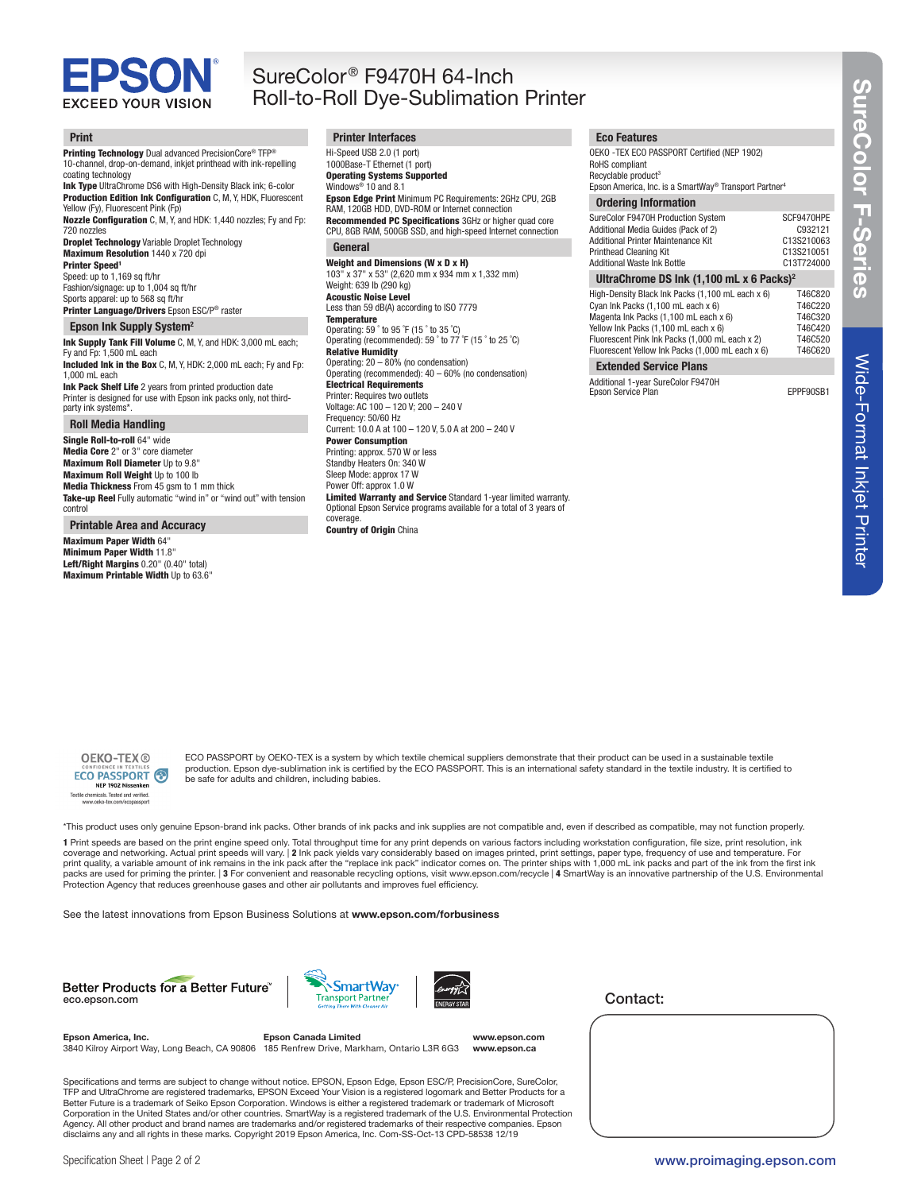# SureColor® F9470H 64-Inch Roll-to-Roll Dye-Sublimation Printer

## Print

**Printing Technology** Dual advanced PrecisionCore® TFP® 10-channel, drop-on-demand, inkjet printhead with ink-repelling coating technology
**Ink Type** UltraChrome DS6 with High-Density Black ink; 6-color
**Production Edition Ink Configuration** C, M, Y, HDK, Fluorescent Yellow (Fy), Fluorescent Pink (Fp)
**Nozzle Configuration** C, M, Y, and HDK: 1,440 nozzles; Fy and Fp: 720 nozzles
**Droplet Technology** Variable Droplet Technology
**Maximum Resolution** 1440 x 720 dpi
**Printer Speed**[1]
Speed: up to 1,169 sq ft/hr
Fashion/signage: up to 1,004 sq ft/hr
Sports apparel: up to 568 sq ft/hr
**Printer Language/Drivers** Epson ESC/P® raster

## Epson Ink Supply System[2]

**Ink Supply Tank Fill Volume** C, M, Y, and HDK: 3,000 mL each; Fy and Fp: 1,500 mL each
**Included Ink in the Box** C, M, Y, HDK: 2,000 mL each; Fy and Fp: 1,000 mL each
**Ink Pack Shelf Life** 2 years from printed production date
Printer is designed for use with Epson ink packs only, not third-party ink systems*.

## Roll Media Handling

**Single Roll-to-roll** 64" wide
**Media Core** 2" or 3" core diameter
**Maximum Roll Diameter** Up to 9.8"
**Maximum Roll Weight** Up to 100 lb
**Media Thickness** From 45 gsm to 1 mm thick
**Take-up Reel** Fully automatic "wind in" or "wind out" with tension control

## Printable Area and Accuracy

**Maximum Paper Width** 64"
**Minimum Paper Width** 11.8"
**Left/Right Margins** 0.20" (0.40" total)
**Maximum Printable Width** Up to 63.6"

## Printer Interfaces

Hi-Speed USB 2.0 (1 port)
1000Base-T Ethernet (1 port)
**Operating Systems Supported**
Windows® 10 and 8.1
**Epson Edge Print** Minimum PC Requirements: 2GHz CPU, 2GB RAM, 120GB HDD, DVD-ROM or Internet connection
**Recommended PC Specifications** 3GHz or higher quad core CPU, 8GB RAM, 500GB SSD, and high-speed Internet connection

## General

**Weight and Dimensions (W x D x H)**
103" x 37" x 53" (2,620 mm x 934 mm x 1,332 mm)
Weight: 639 lb (290 kg)
**Acoustic Noise Level**
Less than 59 dB(A) according to ISO 7779
**Temperature**
Operating: 59 ˚ to 95 ˚F (15 ˚ to 35 ˚C)
Operating (recommended): 59 ˚ to 77 ˚F (15 ˚ to 25 ˚C)
**Relative Humidity**
Operating: 20 – 80% (no condensation)
Operating (recommended): 40 – 60% (no condensation)
**Electrical Requirements**
Printer: Requires two outlets
Voltage: AC 100 – 120 V; 200 – 240 V
Frequency: 50/60 Hz
Current: 10.0 A at 100 – 120 V, 5.0 A at 200 – 240 V
**Power Consumption**
Printing: approx. 570 W or less
Standby Heaters On: 340 W
Sleep Mode: approx 17 W
Power Off: approx 1.0 W
**Limited Warranty and Service** Standard 1-year limited warranty. Optional Epson Service programs available for a total of 3 years of coverage.
**Country of Origin** China

## Eco Features

OEKO -TEX ECO PASSPORT Certified (NEP 1902)
RoHS compliant
Recyclable product[3]
Epson America, Inc. is a SmartWay® Transport Partner[4]

## Ordering Information

| | |
|---|---|
| SureColor F9470H Production System | SCF9470HPE |
| Additional Media Guides (Pack of 2) | C932121 |
| Additional Printer Maintenance Kit | C13S210063 |
| Printhead Cleaning Kit | C13S210051 |
| Additional Waste Ink Bottle | C13T724000 |

## UltraChrome DS Ink (1,100 mL x 6 Packs)[2]

| | |
|---|---|
| High-Density Black Ink Packs (1,100 mL each x 6) | T46C820 |
| Cyan Ink Packs (1,100 mL each x 6) | T46C220 |
| Magenta Ink Packs (1,100 mL each x 6) | T46C320 |
| Yellow Ink Packs (1,100 mL each x 6) | T46C420 |
| Fluorescent Pink Ink Packs (1,000 mL each x 2) | T46C520 |
| Fluorescent Yellow Ink Packs (1,000 mL each x 6) | T46C620 |

## Extended Service Plans

| | |
|---|---|
| Additional 1-year SureColor F9470H Epson Service Plan | EPPF90SB1 |

OEKO-TEX® CONFIDENCE IN TEXTILES ECO PASSPORT NEP 1902 Nissenken Textile chemicals. Tested and verified. www.oeko-tex.com/ecopassport

ECO PASSPORT by OEKO-TEX is a system by which textile chemical suppliers demonstrate that their product can be used in a sustainable textile production. Epson dye-sublimation ink is certified by the ECO PASSPORT. This is an international safety standard in the textile industry. It is certified to be safe for adults and children, including babies.

*This product uses only genuine Epson-brand ink packs. Other brands of ink packs and ink supplies are not compatible and, even if described as compatible, may not function properly.

**1** Print speeds are based on the print engine speed only. Total throughput time for any print depends on various factors including workstation configuration, file size, print resolution, ink coverage and networking. Actual print speeds will vary. | **2** Ink pack yields vary considerably based on images printed, print settings, paper type, frequency of use and temperature. For print quality, a variable amount of ink remains in the ink pack after the "replace ink pack" indicator comes on. The printer ships with 1,000 mL ink packs and part of the ink from the first ink packs are used for priming the printer. | **3** For convenient and reasonable recycling options, visit www.epson.com/recycle | **4** SmartWay is an innovative partnership of the U.S. Environmental Protection Agency that reduces greenhouse gases and other air pollutants and improves fuel efficiency.

See the latest innovations from Epson Business Solutions at **www.epson.com/forbusiness**

Better Products for a Better Future™ eco.epson.com

SmartWay® Transport Partner

Contact:

**Epson America, Inc.**
3840 Kilroy Airport Way, Long Beach, CA 90806

**Epson Canada Limited**
185 Renfrew Drive, Markham, Ontario L3R 6G3

**www.epson.com**
**www.epson.ca**

Specifications and terms are subject to change without notice. EPSON, Epson Edge, Epson ESC/P, PrecisionCore, SureColor, TFP and UltraChrome are registered trademarks, EPSON Exceed Your Vision is a registered logomark and Better Products for a Better Future is a trademark of Seiko Epson Corporation. Windows is either a registered trademark or trademark of Microsoft Corporation in the United States and/or other countries. SmartWay is a registered trademark of the U.S. Environmental Protection Agency. All other product and brand names are trademarks and/or registered trademarks of their respective companies. Epson disclaims any and all rights in these marks. Copyright 2019 Epson America, Inc. Com-SS-Oct-13 CPD-58538 12/19

www.proimaging.epson.com